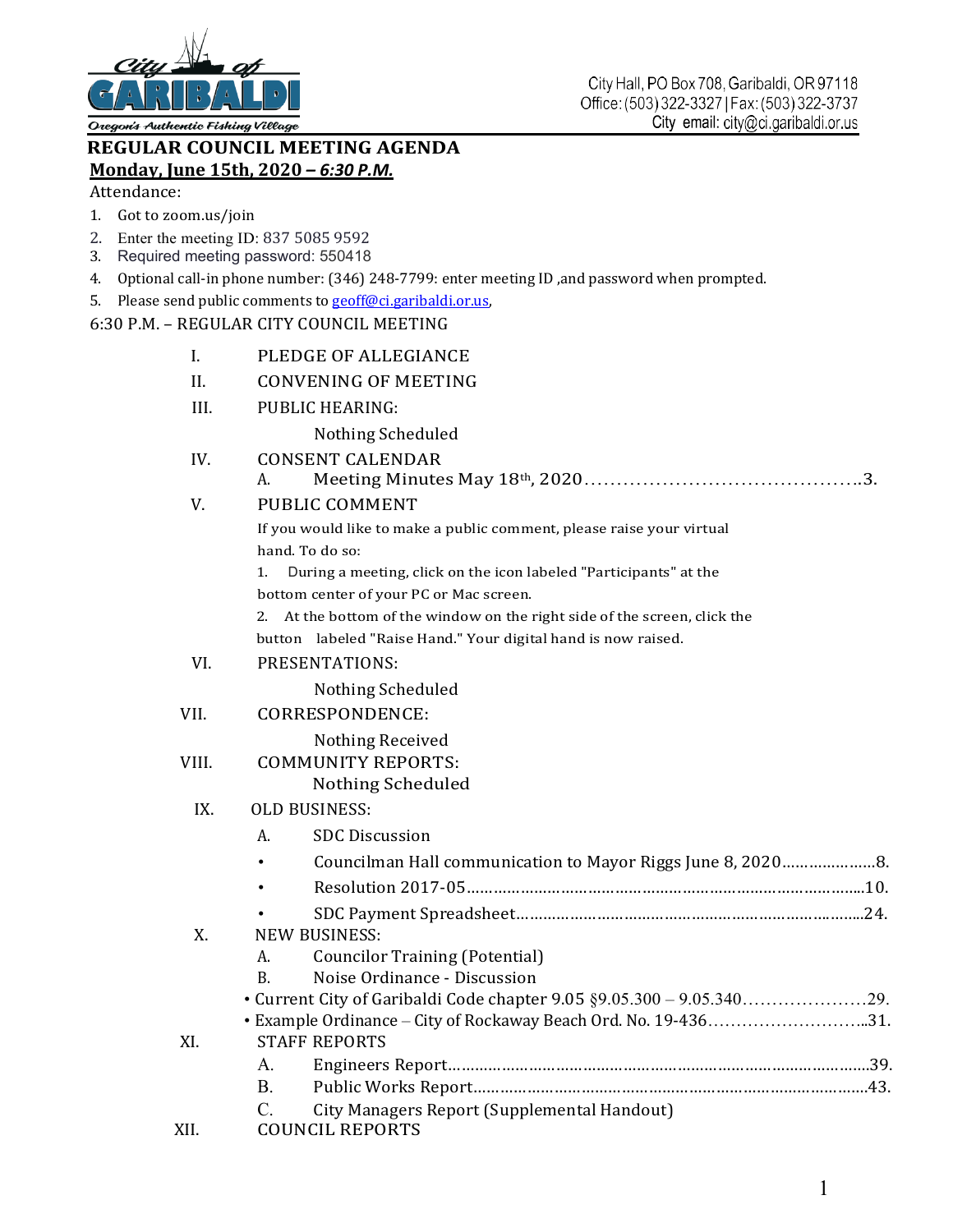City of GARIBALDI
Oregon's Authentic Fishing Village

City Hall, PO Box 708, Garibaldi, OR 97118
Office: (503) 322-3327 | Fax: (503) 322-3737
City email: city@ci.garibaldi.or.us

# REGULAR COUNCIL MEETING AGENDA

**Monday, June 15th, 2020 – *6:30 P.M.***

Attendance:

1. Got to zoom.us/join
2. Enter the meeting ID: 837 5085 9592
3. Required meeting password: 550418
4. Optional call-in phone number: (346) 248-7799: enter meeting ID ,and password when prompted.
5. Please send public comments to geoff@ci.garibaldi.or.us,

6:30 P.M. – REGULAR CITY COUNCIL MEETING

I. PLEDGE OF ALLEGIANCE

II. CONVENING OF MEETING

III. PUBLIC HEARING:

Nothing Scheduled

IV. CONSENT CALENDAR

A. Meeting Minutes May 18th, 2020 ........................................3.

V. PUBLIC COMMENT

If you would like to make a public comment, please raise your virtual hand. To do so:

1. During a meeting, click on the icon labeled "Participants" at the bottom center of your PC or Mac screen.
2. At the bottom of the window on the right side of the screen, click the button labeled "Raise Hand." Your digital hand is now raised.

VI. PRESENTATIONS:

Nothing Scheduled

VII. CORRESPONDENCE:

Nothing Received

VIII. COMMUNITY REPORTS:

Nothing Scheduled

IX. OLD BUSINESS:

A. SDC Discussion

- Councilman Hall communication to Mayor Riggs June 8, 2020....................8.
- Resolution 2017-05..........................................................................10.
- SDC Payment Spreadsheet.................................................................24.

X. NEW BUSINESS:

A. Councilor Training (Potential)

B. Noise Ordinance - Discussion

- Current City of Garibaldi Code chapter 9.05 §9.05.300 – 9.05.340....................29.
- Example Ordinance – City of Rockaway Beach Ord. No. 19-436..........................31.

XI. STAFF REPORTS

A. Engineers Report...............................................................................39.

B. Public Works Report..........................................................................43.

C. City Managers Report (Supplemental Handout)

XII. COUNCIL REPORTS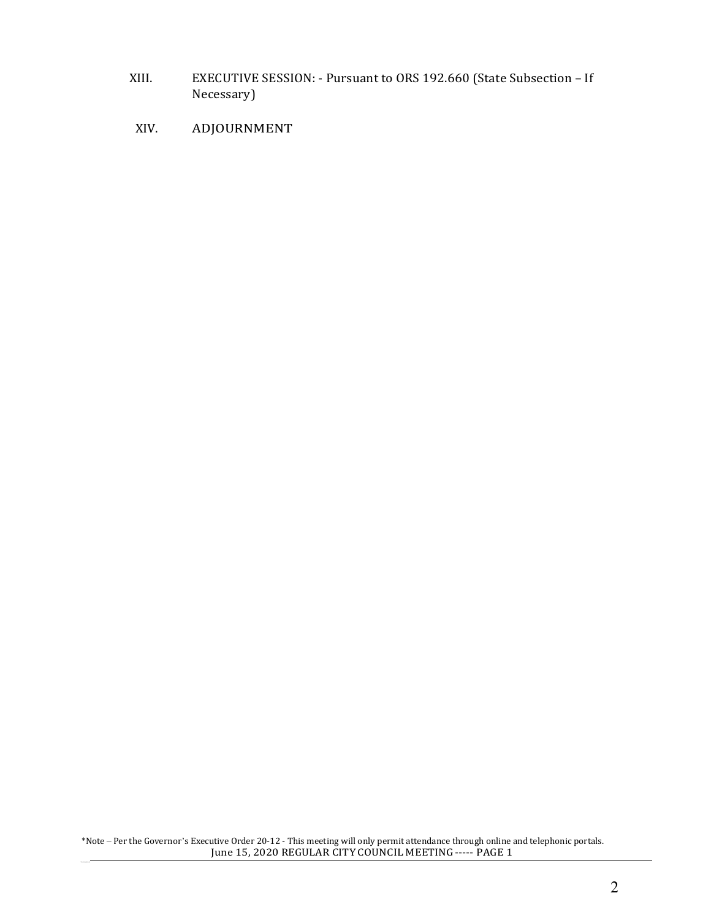XIII. EXECUTIVE SESSION: - Pursuant to ORS 192.660 (State Subsection – If Necessary)

XIV. ADJOURNMENT

*Note – Per the Governor's Executive Order 20-12 - This meeting will only permit attendance through online and telephonic portals.